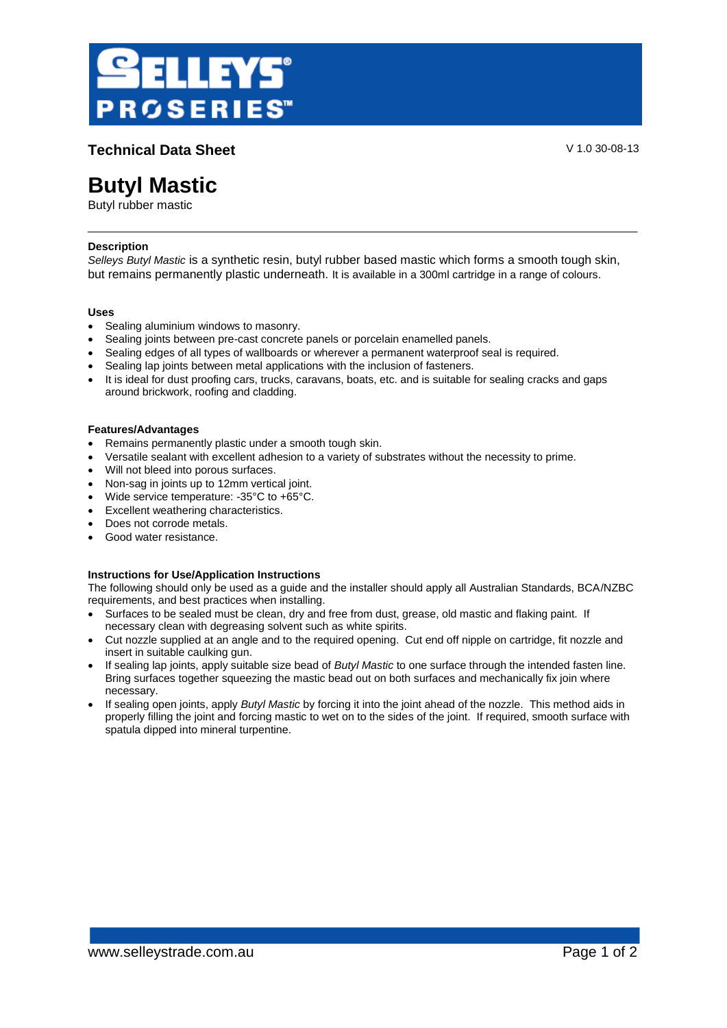**Technical Data Sheet**

V 1.0 30-08-13

# Butyl Mastic

Butyl rubber mastic

---

### Description

*Selleys Butyl Mastic* is a synthetic resin, butyl rubber based mastic which forms a smooth tough skin, but remains permanently plastic underneath. It is available in a 300ml cartridge in a range of colours.

### Uses

- Sealing aluminium windows to masonry.
- Sealing joints between pre-cast concrete panels or porcelain enamelled panels.
- Sealing edges of all types of wallboards or wherever a permanent waterproof seal is required.
- Sealing lap joints between metal applications with the inclusion of fasteners.
- It is ideal for dust proofing cars, trucks, caravans, boats, etc. and is suitable for sealing cracks and gaps around brickwork, roofing and cladding.

### Features/Advantages

- Remains permanently plastic under a smooth tough skin.
- Versatile sealant with excellent adhesion to a variety of substrates without the necessity to prime.
- Will not bleed into porous surfaces.
- Non-sag in joints up to 12mm vertical joint.
- Wide service temperature: -35°C to +65°C.
- Excellent weathering characteristics.
- Does not corrode metals.
- Good water resistance.

### Instructions for Use/Application Instructions

The following should only be used as a guide and the installer should apply all Australian Standards, BCA/NZBC requirements, and best practices when installing.

- Surfaces to be sealed must be clean, dry and free from dust, grease, old mastic and flaking paint. If necessary clean with degreasing solvent such as white spirits.
- Cut nozzle supplied at an angle and to the required opening. Cut end off nipple on cartridge, fit nozzle and insert in suitable caulking gun.
- If sealing lap joints, apply suitable size bead of *Butyl Mastic* to one surface through the intended fasten line. Bring surfaces together squeezing the mastic bead out on both surfaces and mechanically fix join where necessary.
- If sealing open joints, apply *Butyl Mastic* by forcing it into the joint ahead of the nozzle. This method aids in properly filling the joint and forcing mastic to wet on to the sides of the joint. If required, smooth surface with spatula dipped into mineral turpentine.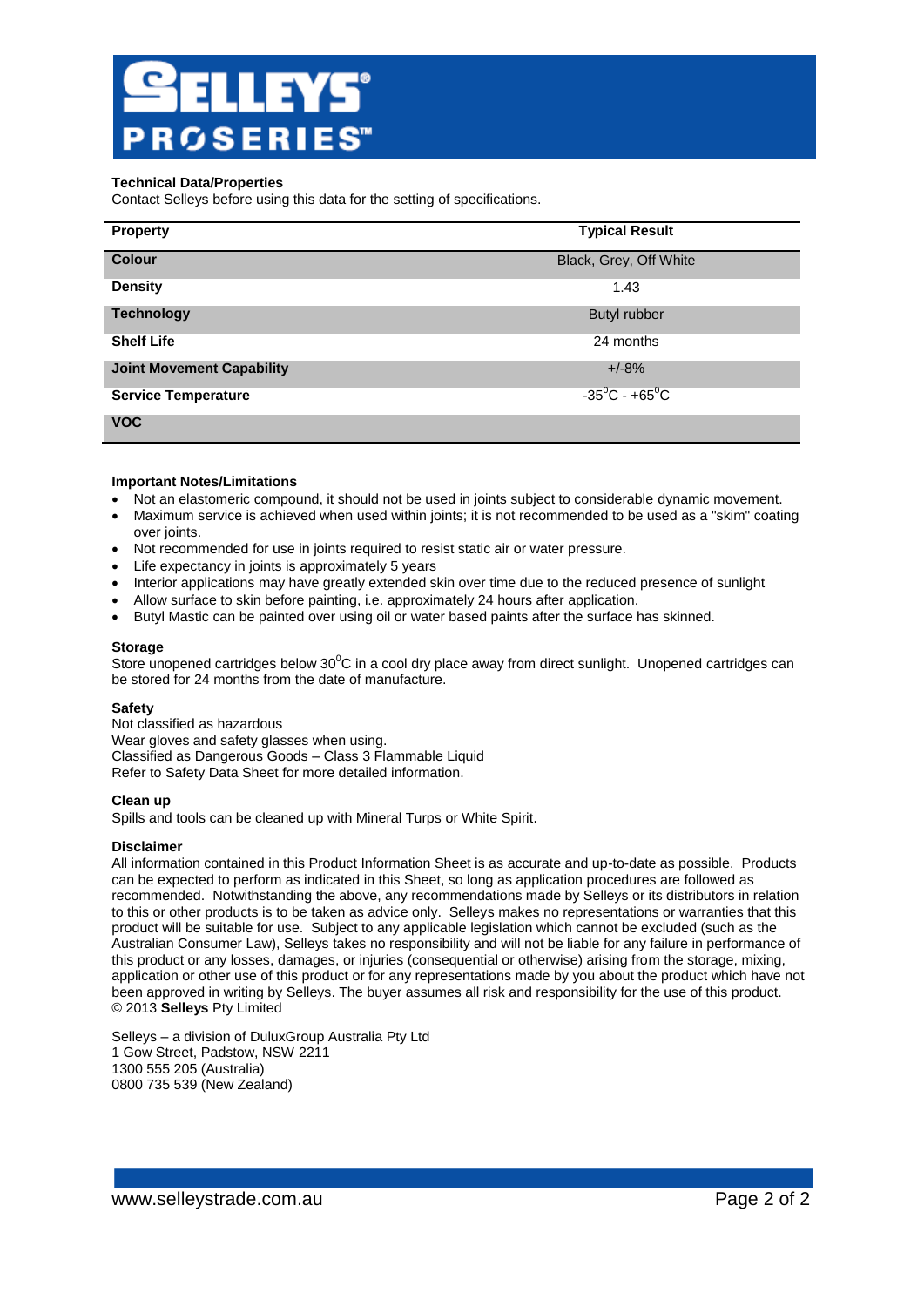**Technical Data/Properties**
Contact Selleys before using this data for the setting of specifications.

| Property | Typical Result |
|---|---|
| **Colour** | Black, Grey, Off White |
| **Density** | 1.43 |
| **Technology** | Butyl rubber |
| **Shelf Life** | 24 months |
| **Joint Movement Capability** | +/-8% |
| **Service Temperature** | $-35^{0}C$ - $+65^{0}C$ |
| **VOC** | |

**Important Notes/Limitations**

- Not an elastomeric compound, it should not be used in joints subject to considerable dynamic movement.
- Maximum service is achieved when used within joints; it is not recommended to be used as a "skim" coating over joints.
- Not recommended for use in joints required to resist static air or water pressure.
- Life expectancy in joints is approximately 5 years
- Interior applications may have greatly extended skin over time due to the reduced presence of sunlight
- Allow surface to skin before painting, i.e. approximately 24 hours after application.
- Butyl Mastic can be painted over using oil or water based paints after the surface has skinned.

**Storage**
Store unopened cartridges below $30^{0}C$ in a cool dry place away from direct sunlight. Unopened cartridges can be stored for 24 months from the date of manufacture.

**Safety**
Not classified as hazardous
Wear gloves and safety glasses when using.
Classified as Dangerous Goods – Class 3 Flammable Liquid
Refer to Safety Data Sheet for more detailed information.

**Clean up**
Spills and tools can be cleaned up with Mineral Turps or White Spirit.

**Disclaimer**
All information contained in this Product Information Sheet is as accurate and up-to-date as possible. Products can be expected to perform as indicated in this Sheet, so long as application procedures are followed as recommended. Notwithstanding the above, any recommendations made by Selleys or its distributors in relation to this or other products is to be taken as advice only. Selleys makes no representations or warranties that this product will be suitable for use. Subject to any applicable legislation which cannot be excluded (such as the Australian Consumer Law), Selleys takes no responsibility and will not be liable for any failure in performance of this product or any losses, damages, or injuries (consequential or otherwise) arising from the storage, mixing, application or other use of this product or for any representations made by you about the product which have not been approved in writing by Selleys. The buyer assumes all risk and responsibility for the use of this product.
© 2013 **Selleys** Pty Limited

Selleys – a division of DuluxGroup Australia Pty Ltd
1 Gow Street, Padstow, NSW 2211
1300 555 205 (Australia)
0800 735 539 (New Zealand)

www.selleystrade.com.au